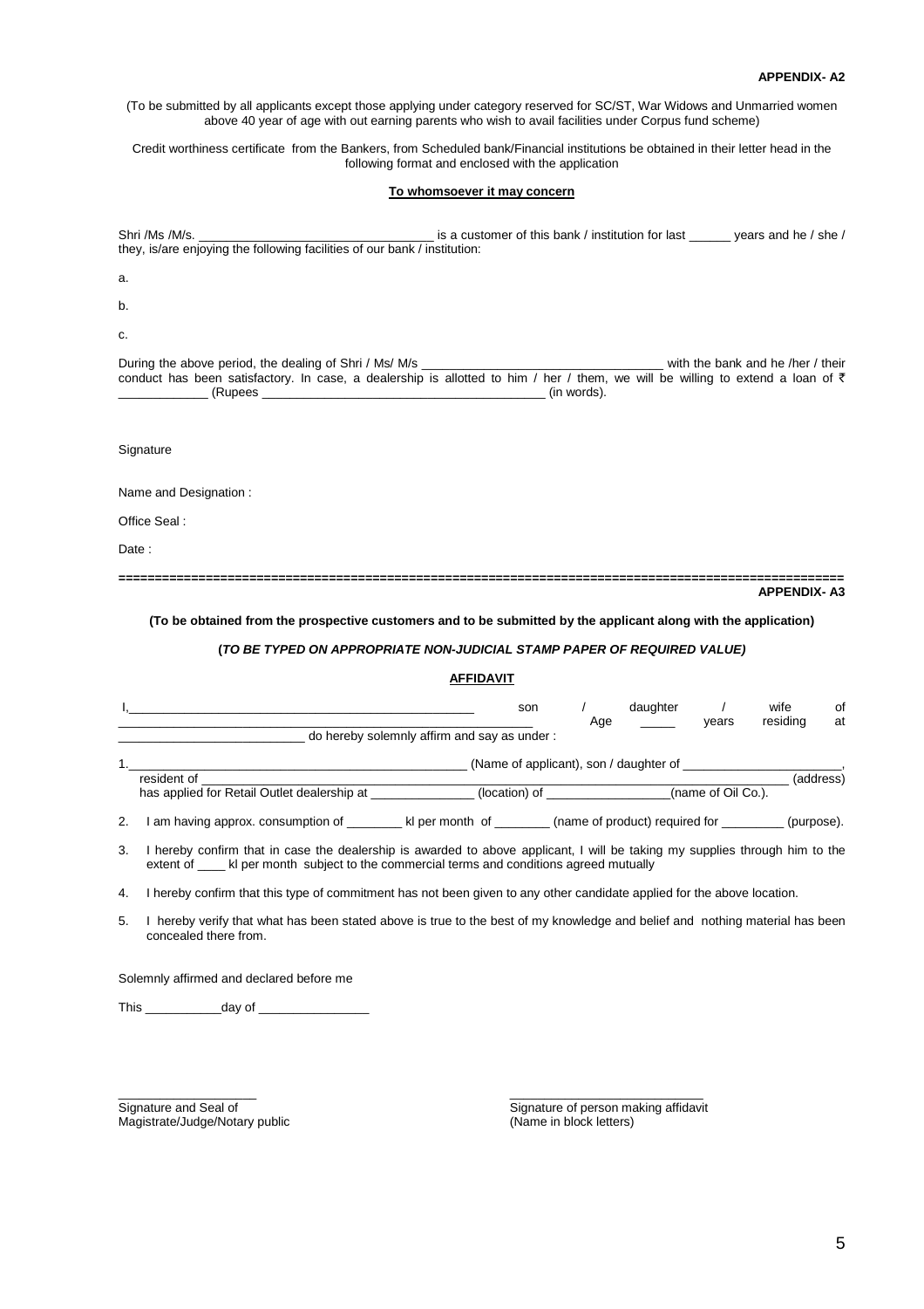**APPENDIX- A2**

(To be submitted by all applicants except those applying under category reserved for SC/ST, War Widows and Unmarried women above 40 year of age with out earning parents who wish to avail facilities under Corpus fund scheme)

Credit worthiness certificate from the Bankers, from Scheduled bank/Financial institutions be obtained in their letter head in the following format and enclosed with the application

**To whomsoever it may concern**

Shri /Ms /M/s. __________________________________ is a customer of this bank / institution for last ______ years and he / she / they, is/are enjoying the following facilities of our bank / institution:

a.

b.

c.

During the above period, the dealing of Shri / Ms/ M/s __________________________________ with the bank and he /her / their conduct has been satisfactory. In case, a dealership is allotted to him / her / them, we will be willing to extend a loan of ₹ _____________ (Rupees __________________________________________ (in words).

Signature

Name and Designation :

Office Seal :

Date :

===================================================================================================

**APPENDIX- A3**

**(To be obtained from the prospective customers and to be submitted by the applicant along with the application)**

**(*TO BE TYPED ON APPROPRIATE NON-JUDICIAL STAMP PAPER OF REQUIRED VALUE)***

**AFFIDAVIT**

I,_____________________________________________________ son / daughter / wife of _____________________________________________ Age _____ years residing at ___________________________ do hereby solemnly affirm and say as under :

1.______________________________________________ (Name of applicant), son / daughter of _______________________, resident of ________________________________________________________________________ (address) has applied for Retail Outlet dealership at _______________ (location) of __________________(name of Oil Co.).

2. I am having approx. consumption of ________ kl per month of ________ (name of product) required for _________ (purpose).

3. I hereby confirm that in case the dealership is awarded to above applicant, I will be taking my supplies through him to the extent of ____ kl per month subject to the commercial terms and conditions agreed mutually

4. I hereby confirm that this type of commitment has not been given to any other candidate applied for the above location.

5. I hereby verify that what has been stated above is true to the best of my knowledge and belief and nothing material has been concealed there from.

Solemnly affirmed and declared before me

This ___________day of ________________

____________________
Signature and Seal of
Magistrate/Judge/Notary public

____________________________
Signature of person making affidavit
(Name in block letters)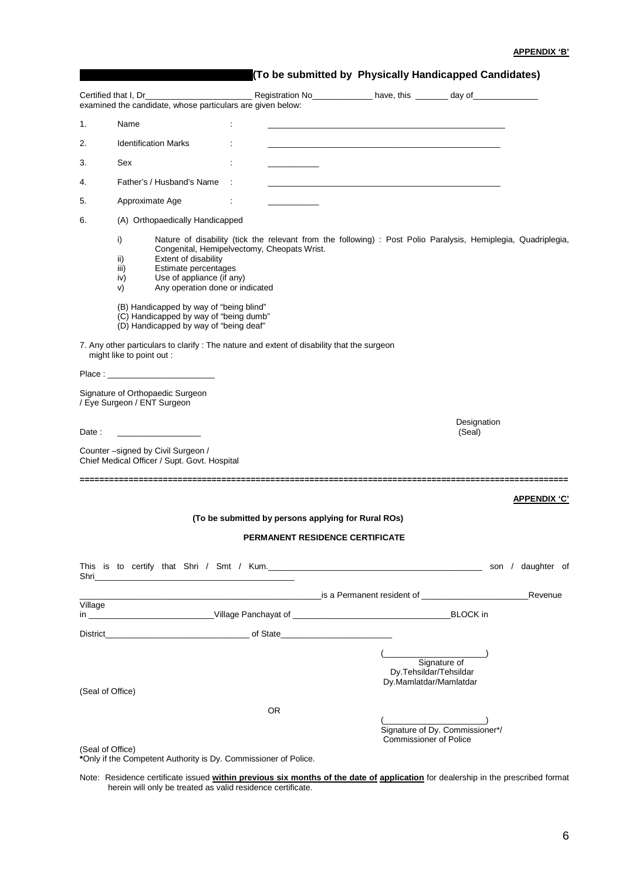**APPENDIX 'B'**

## (To be submitted by Physically Handicapped Candidates)

Certified that I, Dr_______________________ Registration No_____________ have, this _______ day of______________ examined the candidate, whose particulars are given below:

1. Name : ____________________________________________________
2. Identification Marks : ____________________________________________________
3. Sex : ___________
4. Father's / Husband's Name : ____________________________________________________
5. Approximate Age : ___________
6. (A) Orthopaedically Handicapped

   i) Nature of disability (tick the relevant from the following) : Post Polio Paralysis, Hemiplegia, Quadriplegia, Congenital, Hemipelvectomy, Cheopats Wrist.
   ii) Extent of disability
   iii) Estimate percentages
   iv) Use of appliance (if any)
   v) Any operation done or indicated

   (B) Handicapped by way of "being blind"
   (C) Handicapped by way of "being dumb"
   (D) Handicapped by way of "being deaf"

7. Any other particulars to clarify : The nature and extent of disability that the surgeon might like to point out :

Place : _______________________

Signature of Orthopaedic Surgeon
/ Eye Surgeon / ENT Surgeon

Date : _________________

Designation
(Seal)

Counter –signed by Civil Surgeon /
Chief Medical Officer / Supt. Govt. Hospital

==================================================================================================

**APPENDIX 'C'**

**(To be submitted by persons applying for Rural ROs)**

**PERMANENT RESIDENCE CERTIFICATE**

This is to certify that Shri / Smt / Kum.______________________________________________ son / daughter of Shri___________________________________________

____________________________________________________is a Permanent resident of _______________________Revenue Village in __________________________Village Panchayat of _________________________________BLOCK in

District______________________________ of State________________________

(_____________________)
Signature of
Dy.Tehsildar/Tehsildar
Dy.Mamlatdar/Mamlatdar

(Seal of Office)

OR

(_____________________)
Signature of Dy. Commissioner*/
Commissioner of Police

(Seal of Office)

***Only if the Competent Authority is Dy. Commissioner of Police.**

Note: Residence certificate issued **within previous six months of the date of application** for dealership in the prescribed format herein will only be treated as valid residence certificate.